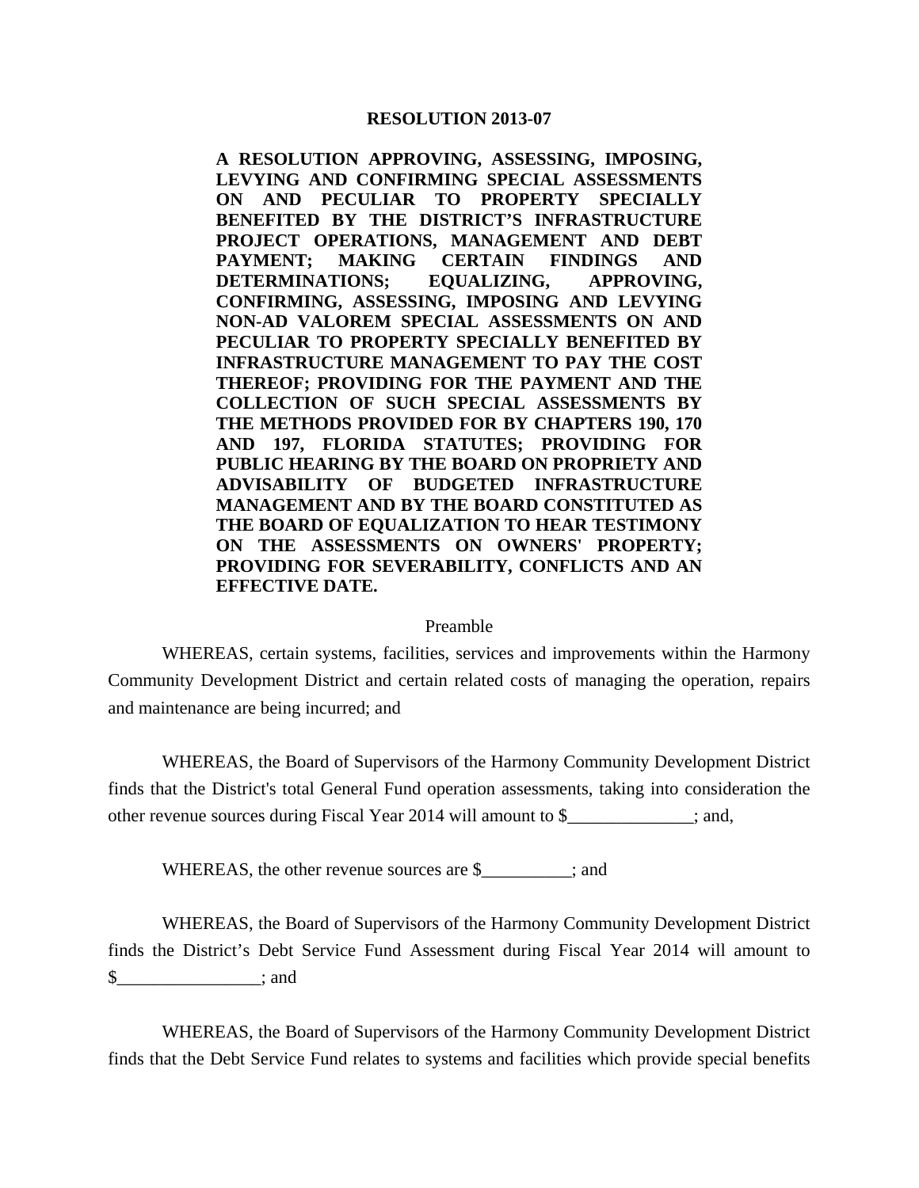# RESOLUTION 2013-07

**A RESOLUTION APPROVING, ASSESSING, IMPOSING, LEVYING AND CONFIRMING SPECIAL ASSESSMENTS ON AND PECULIAR TO PROPERTY SPECIALLY BENEFITED BY THE DISTRICT'S INFRASTRUCTURE PROJECT OPERATIONS, MANAGEMENT AND DEBT PAYMENT; MAKING CERTAIN FINDINGS AND DETERMINATIONS; EQUALIZING, APPROVING, CONFIRMING, ASSESSING, IMPOSING AND LEVYING NON-AD VALOREM SPECIAL ASSESSMENTS ON AND PECULIAR TO PROPERTY SPECIALLY BENEFITED BY INFRASTRUCTURE MANAGEMENT TO PAY THE COST THEREOF; PROVIDING FOR THE PAYMENT AND THE COLLECTION OF SUCH SPECIAL ASSESSMENTS BY THE METHODS PROVIDED FOR BY CHAPTERS 190, 170 AND 197, FLORIDA STATUTES; PROVIDING FOR PUBLIC HEARING BY THE BOARD ON PROPRIETY AND ADVISABILITY OF BUDGETED INFRASTRUCTURE MANAGEMENT AND BY THE BOARD CONSTITUTED AS THE BOARD OF EQUALIZATION TO HEAR TESTIMONY ON THE ASSESSMENTS ON OWNERS' PROPERTY; PROVIDING FOR SEVERABILITY, CONFLICTS AND AN EFFECTIVE DATE.**

Preamble

WHEREAS, certain systems, facilities, services and improvements within the Harmony Community Development District and certain related costs of managing the operation, repairs and maintenance are being incurred; and

WHEREAS, the Board of Supervisors of the Harmony Community Development District finds that the District's total General Fund operation assessments, taking into consideration the other revenue sources during Fiscal Year 2014 will amount to $______________; and,

WHEREAS, the other revenue sources are $__________; and

WHEREAS, the Board of Supervisors of the Harmony Community Development District finds the District's Debt Service Fund Assessment during Fiscal Year 2014 will amount to $________________; and

WHEREAS, the Board of Supervisors of the Harmony Community Development District finds that the Debt Service Fund relates to systems and facilities which provide special benefits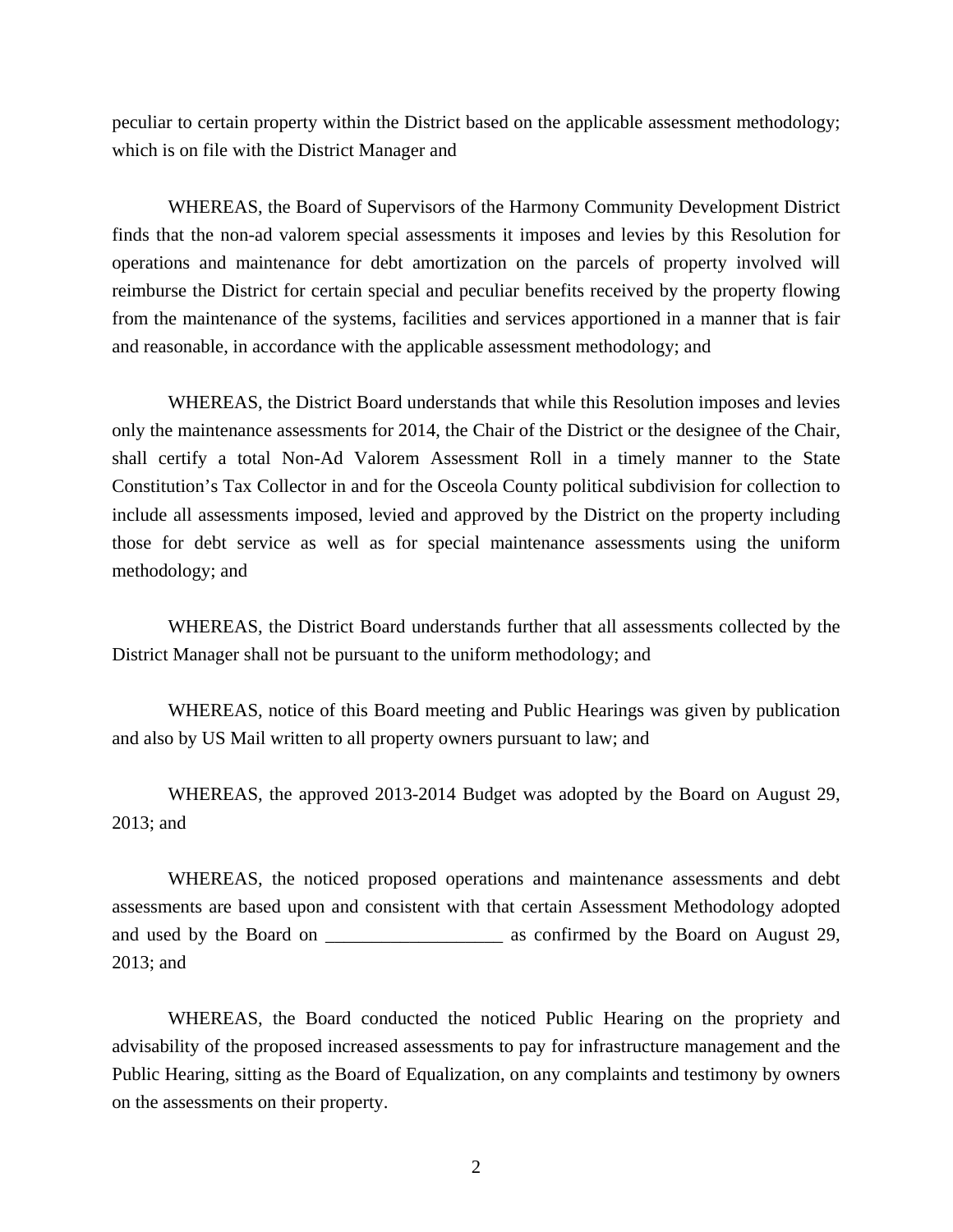peculiar to certain property within the District based on the applicable assessment methodology; which is on file with the District Manager and

WHEREAS, the Board of Supervisors of the Harmony Community Development District finds that the non-ad valorem special assessments it imposes and levies by this Resolution for operations and maintenance for debt amortization on the parcels of property involved will reimburse the District for certain special and peculiar benefits received by the property flowing from the maintenance of the systems, facilities and services apportioned in a manner that is fair and reasonable, in accordance with the applicable assessment methodology; and

WHEREAS, the District Board understands that while this Resolution imposes and levies only the maintenance assessments for 2014, the Chair of the District or the designee of the Chair, shall certify a total Non-Ad Valorem Assessment Roll in a timely manner to the State Constitution's Tax Collector in and for the Osceola County political subdivision for collection to include all assessments imposed, levied and approved by the District on the property including those for debt service as well as for special maintenance assessments using the uniform methodology; and

WHEREAS, the District Board understands further that all assessments collected by the District Manager shall not be pursuant to the uniform methodology; and

WHEREAS, notice of this Board meeting and Public Hearings was given by publication and also by US Mail written to all property owners pursuant to law; and

WHEREAS, the approved 2013-2014 Budget was adopted by the Board on August 29, 2013; and

WHEREAS, the noticed proposed operations and maintenance assessments and debt assessments are based upon and consistent with that certain Assessment Methodology adopted and used by the Board on ___________________ as confirmed by the Board on August 29, 2013; and

WHEREAS, the Board conducted the noticed Public Hearing on the propriety and advisability of the proposed increased assessments to pay for infrastructure management and the Public Hearing, sitting as the Board of Equalization, on any complaints and testimony by owners on the assessments on their property.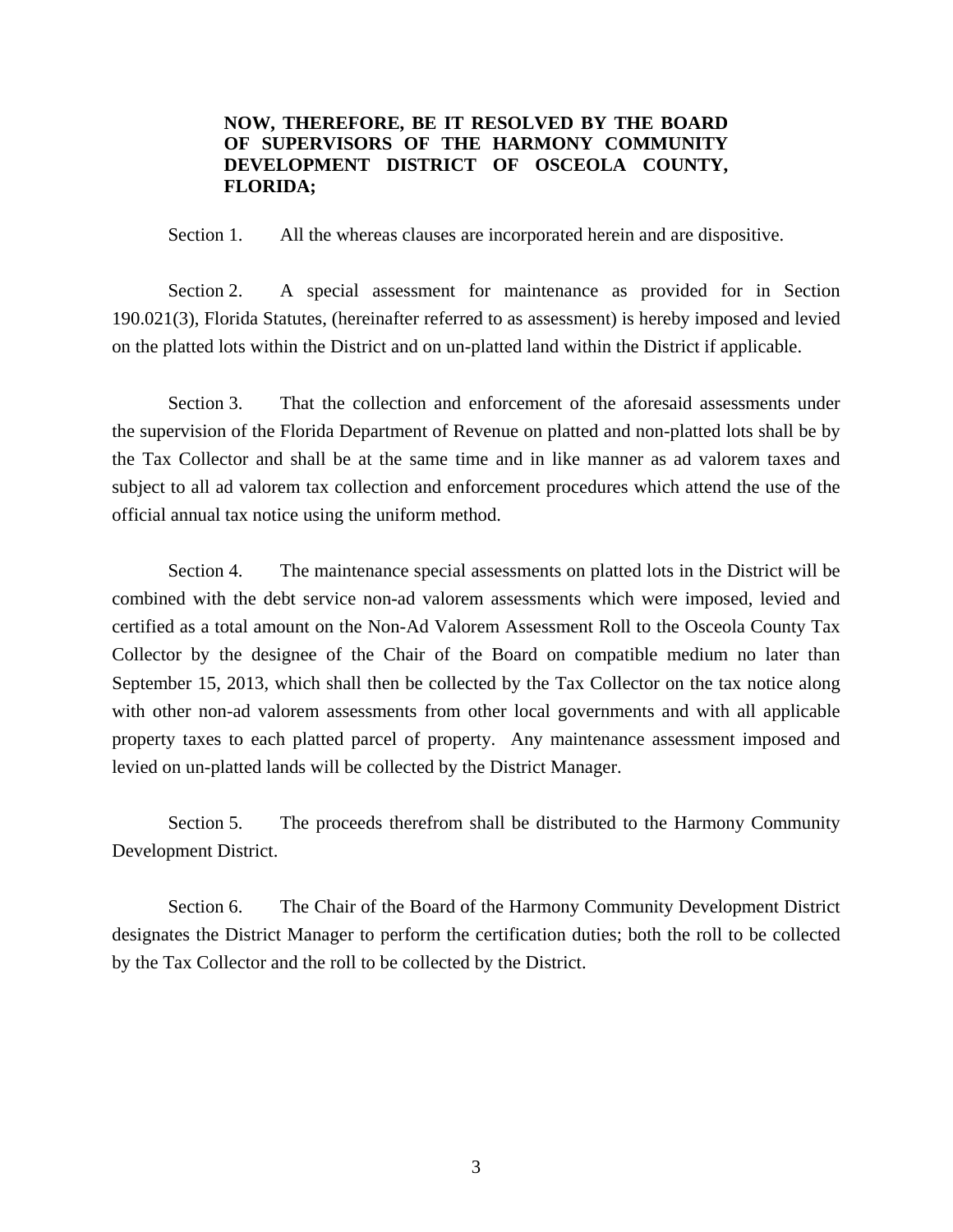**NOW, THEREFORE, BE IT RESOLVED BY THE BOARD OF SUPERVISORS OF THE HARMONY COMMUNITY DEVELOPMENT DISTRICT OF OSCEOLA COUNTY, FLORIDA;**

Section 1. All the whereas clauses are incorporated herein and are dispositive.

Section 2. A special assessment for maintenance as provided for in Section 190.021(3), Florida Statutes, (hereinafter referred to as assessment) is hereby imposed and levied on the platted lots within the District and on un-platted land within the District if applicable.

Section 3. That the collection and enforcement of the aforesaid assessments under the supervision of the Florida Department of Revenue on platted and non-platted lots shall be by the Tax Collector and shall be at the same time and in like manner as ad valorem taxes and subject to all ad valorem tax collection and enforcement procedures which attend the use of the official annual tax notice using the uniform method.

Section 4. The maintenance special assessments on platted lots in the District will be combined with the debt service non-ad valorem assessments which were imposed, levied and certified as a total amount on the Non-Ad Valorem Assessment Roll to the Osceola County Tax Collector by the designee of the Chair of the Board on compatible medium no later than September 15, 2013, which shall then be collected by the Tax Collector on the tax notice along with other non-ad valorem assessments from other local governments and with all applicable property taxes to each platted parcel of property. Any maintenance assessment imposed and levied on un-platted lands will be collected by the District Manager.

Section 5. The proceeds therefrom shall be distributed to the Harmony Community Development District.

Section 6. The Chair of the Board of the Harmony Community Development District designates the District Manager to perform the certification duties; both the roll to be collected by the Tax Collector and the roll to be collected by the District.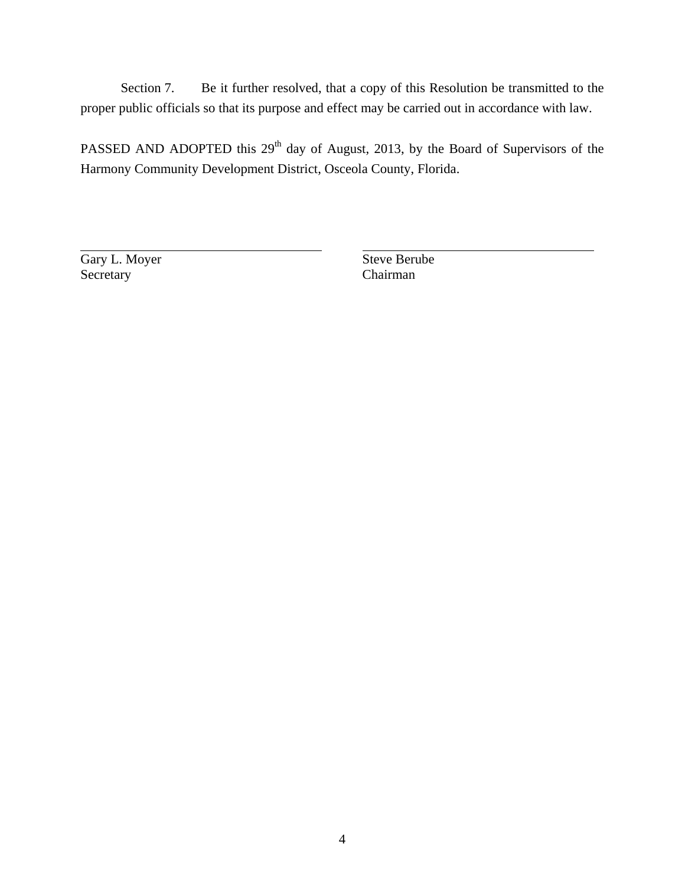Section 7. Be it further resolved, that a copy of this Resolution be transmitted to the proper public officials so that its purpose and effect may be carried out in accordance with law.

PASSED AND ADOPTED this 29th day of August, 2013, by the Board of Supervisors of the Harmony Community Development District, Osceola County, Florida.

| | |
|---|---|
| \_\_\_\_\_\_\_\_\_\_\_\_\_\_\_\_\_\_\_\_\_\_\_\_\_\_\_\_\_\_ | \_\_\_\_\_\_\_\_\_\_\_\_\_\_\_\_\_\_\_\_\_\_\_\_\_\_\_\_\_\_ |
| Gary L. Moyer | Steve Berube |
| Secretary | Chairman |